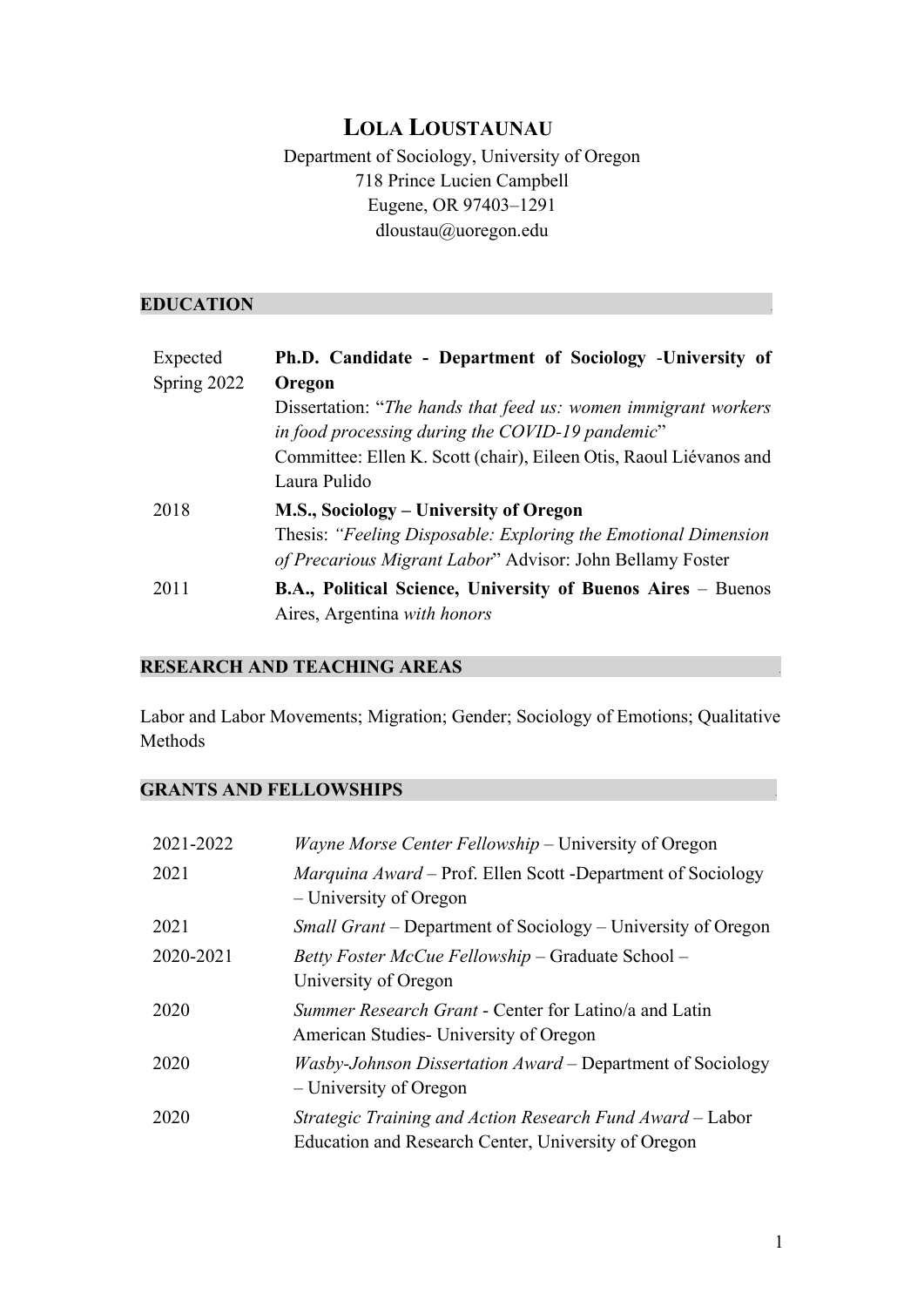# LOLA LOUSTAUNAU

Department of Sociology, University of Oregon
718 Prince Lucien Campbell
Eugene, OR 97403–1291
dloustau@uoregon.edu

## EDUCATION

| | |
|---|---|
| Expected Spring 2022 | **Ph.D. Candidate - Department of Sociology -University of Oregon**<br>Dissertation: "*The hands that feed us: women immigrant workers in food processing during the COVID-19 pandemic*"<br>Committee: Ellen K. Scott (chair), Eileen Otis, Raoul Liévanos and Laura Pulido |
| 2018 | **M.S., Sociology – University of Oregon**<br>Thesis: *"Feeling Disposable: Exploring the Emotional Dimension of Precarious Migrant Labor*" Advisor: John Bellamy Foster |
| 2011 | **B.A., Political Science, University of Buenos Aires** – Buenos Aires, Argentina *with honors* |

## RESEARCH AND TEACHING AREAS

Labor and Labor Movements; Migration; Gender; Sociology of Emotions; Qualitative Methods

## GRANTS AND FELLOWSHIPS

| | |
|---|---|
| 2021-2022 | *Wayne Morse Center Fellowship* – University of Oregon |
| 2021 | *Marquina Award* – Prof. Ellen Scott -Department of Sociology – University of Oregon |
| 2021 | *Small Grant* – Department of Sociology – University of Oregon |
| 2020-2021 | *Betty Foster McCue Fellowship* – Graduate School – University of Oregon |
| 2020 | *Summer Research Grant* - Center for Latino/a and Latin American Studies- University of Oregon |
| 2020 | *Wasby-Johnson Dissertation Award* – Department of Sociology – University of Oregon |
| 2020 | *Strategic Training and Action Research Fund Award* – Labor Education and Research Center, University of Oregon |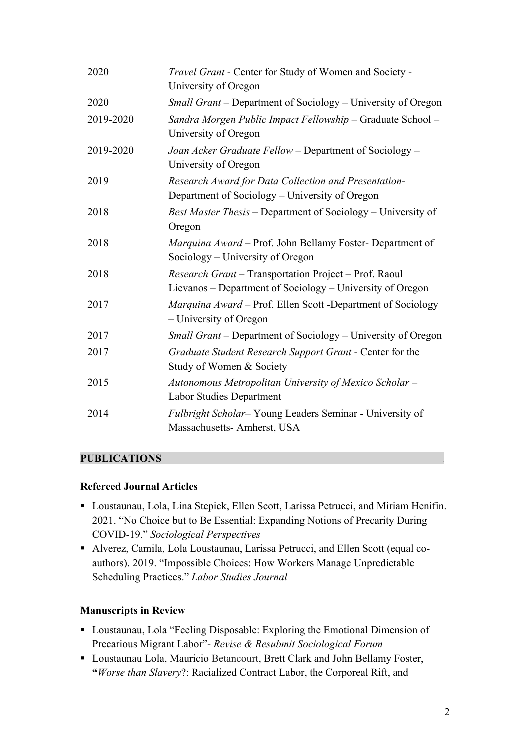| | |
|---|---|
| 2020 | *Travel Grant* - Center for Study of Women and Society - University of Oregon |
| 2020 | *Small Grant* – Department of Sociology – University of Oregon |
| 2019-2020 | *Sandra Morgen Public Impact Fellowship* – Graduate School – University of Oregon |
| 2019-2020 | *Joan Acker Graduate Fellow* – Department of Sociology – University of Oregon |
| 2019 | *Research Award for Data Collection and Presentation*- Department of Sociology – University of Oregon |
| 2018 | *Best Master Thesis* – Department of Sociology – University of Oregon |
| 2018 | *Marquina Award* – Prof. John Bellamy Foster- Department of Sociology – University of Oregon |
| 2018 | *Research Grant* – Transportation Project – Prof. Raoul Lievanos – Department of Sociology – University of Oregon |
| 2017 | *Marquina Award* – Prof. Ellen Scott -Department of Sociology – University of Oregon |
| 2017 | *Small Grant* – Department of Sociology – University of Oregon |
| 2017 | *Graduate Student Research Support Grant* - Center for the Study of Women & Society |
| 2015 | *Autonomous Metropolitan University of Mexico Scholar* – Labor Studies Department |
| 2014 | *Fulbright Scholar*– Young Leaders Seminar - University of Massachusetts- Amherst, USA |

## PUBLICATIONS

### Refereed Journal Articles

- Loustaunau, Lola, Lina Stepick, Ellen Scott, Larissa Petrucci, and Miriam Henifin. 2021. "No Choice but to Be Essential: Expanding Notions of Precarity During COVID-19." *Sociological Perspectives*
- Alverez, Camila, Lola Loustaunau, Larissa Petrucci, and Ellen Scott (equal co-authors). 2019. "Impossible Choices: How Workers Manage Unpredictable Scheduling Practices." *Labor Studies Journal*

### Manuscripts in Review

- Loustaunau, Lola "Feeling Disposable: Exploring the Emotional Dimension of Precarious Migrant Labor"- *Revise & Resubmit Sociological Forum*
- Loustaunau Lola, Mauricio Betancourt, Brett Clark and John Bellamy Foster, **"***Worse than Slavery*?: Racialized Contract Labor, the Corporeal Rift, and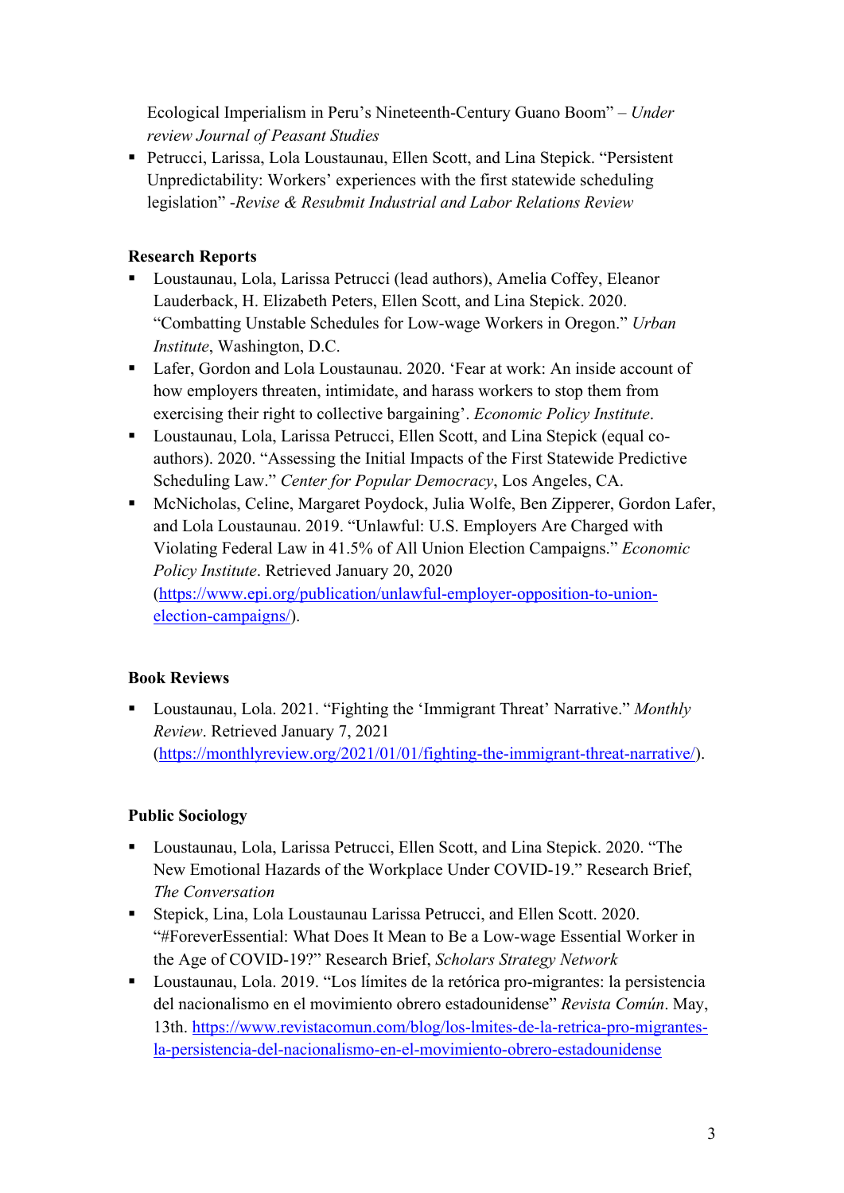Ecological Imperialism in Peru's Nineteenth-Century Guano Boom" – *Under review Journal of Peasant Studies*

- Petrucci, Larissa, Lola Loustaunau, Ellen Scott, and Lina Stepick. "Persistent Unpredictability: Workers' experiences with the first statewide scheduling legislation" -*Revise & Resubmit Industrial and Labor Relations Review*

**Research Reports**

- Loustaunau, Lola, Larissa Petrucci (lead authors), Amelia Coffey, Eleanor Lauderback, H. Elizabeth Peters, Ellen Scott, and Lina Stepick. 2020. "Combatting Unstable Schedules for Low-wage Workers in Oregon." *Urban Institute*, Washington, D.C.
- Lafer, Gordon and Lola Loustaunau. 2020. 'Fear at work: An inside account of how employers threaten, intimidate, and harass workers to stop them from exercising their right to collective bargaining'. *Economic Policy Institute*.
- Loustaunau, Lola, Larissa Petrucci, Ellen Scott, and Lina Stepick (equal co-authors). 2020. "Assessing the Initial Impacts of the First Statewide Predictive Scheduling Law." *Center for Popular Democracy*, Los Angeles, CA.
- McNicholas, Celine, Margaret Poydock, Julia Wolfe, Ben Zipperer, Gordon Lafer, and Lola Loustaunau. 2019. "Unlawful: U.S. Employers Are Charged with Violating Federal Law in 41.5% of All Union Election Campaigns." *Economic Policy Institute*. Retrieved January 20, 2020 (https://www.epi.org/publication/unlawful-employer-opposition-to-union-election-campaigns/).

**Book Reviews**

- Loustaunau, Lola. 2021. "Fighting the 'Immigrant Threat' Narrative." *Monthly Review*. Retrieved January 7, 2021 (https://monthlyreview.org/2021/01/01/fighting-the-immigrant-threat-narrative/).

**Public Sociology**

- Loustaunau, Lola, Larissa Petrucci, Ellen Scott, and Lina Stepick. 2020. "The New Emotional Hazards of the Workplace Under COVID-19." Research Brief, *The Conversation*
- Stepick, Lina, Lola Loustaunau Larissa Petrucci, and Ellen Scott. 2020. "#ForeverEssential: What Does It Mean to Be a Low-wage Essential Worker in the Age of COVID-19?" Research Brief, *Scholars Strategy Network*
- Loustaunau, Lola. 2019. "Los límites de la retórica pro-migrantes: la persistencia del nacionalismo en el movimiento obrero estadounidense" *Revista Común*. May, 13th. https://www.revistacomun.com/blog/los-lmites-de-la-retrica-pro-migrantes-la-persistencia-del-nacionalismo-en-el-movimiento-obrero-estadounidense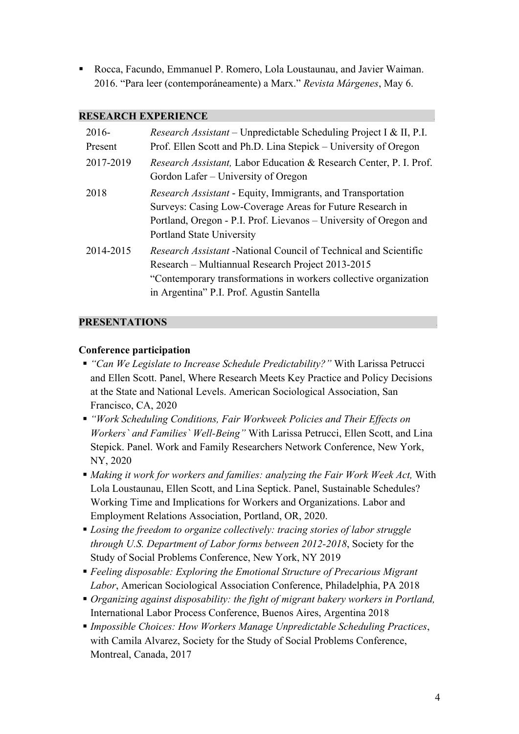- Rocca, Facundo, Emmanuel P. Romero, Lola Loustaunau, and Javier Waiman. 2016. "Para leer (contemporáneamente) a Marx." *Revista Márgenes*, May 6.

## RESEARCH EXPERIENCE

| | |
|---|---|
| 2016-Present | *Research Assistant* – Unpredictable Scheduling Project I & II, P.I. Prof. Ellen Scott and Ph.D. Lina Stepick – University of Oregon |
| 2017-2019 | *Research Assistant,* Labor Education & Research Center, P. I. Prof. Gordon Lafer – University of Oregon |
| 2018 | *Research Assistant* - Equity, Immigrants, and Transportation Surveys: Casing Low-Coverage Areas for Future Research in Portland, Oregon - P.I. Prof. Lievanos – University of Oregon and Portland State University |
| 2014-2015 | *Research Assistant* -National Council of Technical and Scientific Research – Multiannual Research Project 2013-2015 "Contemporary transformations in workers collective organization in Argentina" P.I. Prof. Agustin Santella |

## PRESENTATIONS

**Conference participation**

- *"Can We Legislate to Increase Schedule Predictability?"* With Larissa Petrucci and Ellen Scott. Panel, Where Research Meets Key Practice and Policy Decisions at the State and National Levels. American Sociological Association, San Francisco, CA, 2020
- *"Work Scheduling Conditions, Fair Workweek Policies and Their Effects on Workers` and Families` Well-Being"* With Larissa Petrucci, Ellen Scott, and Lina Stepick. Panel. Work and Family Researchers Network Conference, New York, NY, 2020
- *Making it work for workers and families: analyzing the Fair Work Week Act,* With Lola Loustaunau, Ellen Scott, and Lina Septick. Panel, Sustainable Schedules? Working Time and Implications for Workers and Organizations. Labor and Employment Relations Association, Portland, OR, 2020.
- *Losing the freedom to organize collectively: tracing stories of labor struggle through U.S. Department of Labor forms between 2012-2018*, Society for the Study of Social Problems Conference, New York, NY 2019
- *Feeling disposable: Exploring the Emotional Structure of Precarious Migrant Labor*, American Sociological Association Conference, Philadelphia, PA 2018
- *Organizing against disposability: the fight of migrant bakery workers in Portland,* International Labor Process Conference, Buenos Aires, Argentina 2018
- *Impossible Choices: How Workers Manage Unpredictable Scheduling Practices*, with Camila Alvarez, Society for the Study of Social Problems Conference, Montreal, Canada, 2017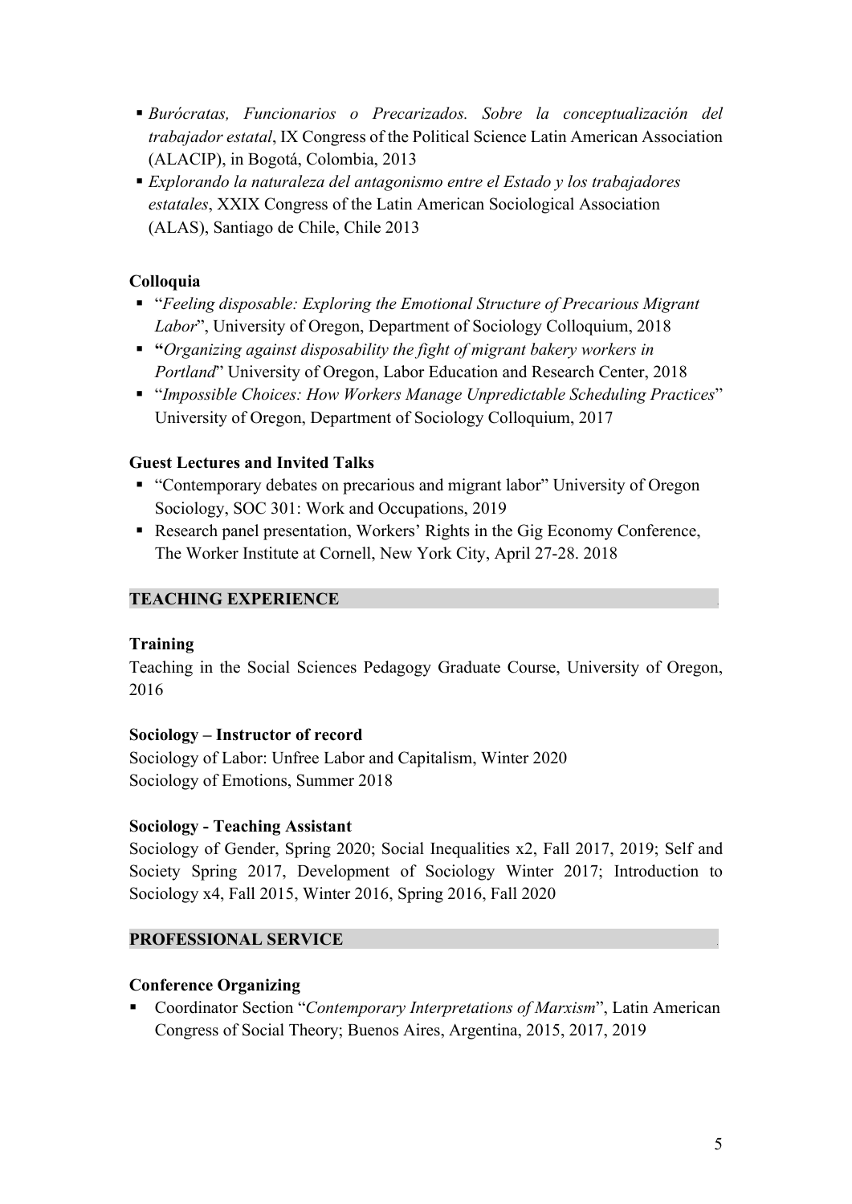- *Burócratas, Funcionarios o Precarizados. Sobre la conceptualización del trabajador estatal*, IX Congress of the Political Science Latin American Association (ALACIP), in Bogotá, Colombia, 2013
- *Explorando la naturaleza del antagonismo entre el Estado y los trabajadores estatales*, XXIX Congress of the Latin American Sociological Association (ALAS), Santiago de Chile, Chile 2013

**Colloquia**

- "*Feeling disposable: Exploring the Emotional Structure of Precarious Migrant Labor*", University of Oregon, Department of Sociology Colloquium, 2018
- **"***Organizing against disposability the fight of migrant bakery workers in Portland*" University of Oregon, Labor Education and Research Center, 2018
- "*Impossible Choices: How Workers Manage Unpredictable Scheduling Practices*" University of Oregon, Department of Sociology Colloquium, 2017

**Guest Lectures and Invited Talks**

- "Contemporary debates on precarious and migrant labor" University of Oregon Sociology, SOC 301: Work and Occupations, 2019
- Research panel presentation, Workers' Rights in the Gig Economy Conference, The Worker Institute at Cornell, New York City, April 27-28. 2018

## TEACHING EXPERIENCE

**Training**

Teaching in the Social Sciences Pedagogy Graduate Course, University of Oregon, 2016

**Sociology – Instructor of record**

Sociology of Labor: Unfree Labor and Capitalism, Winter 2020
Sociology of Emotions, Summer 2018

**Sociology - Teaching Assistant**

Sociology of Gender, Spring 2020; Social Inequalities x2, Fall 2017, 2019; Self and Society Spring 2017, Development of Sociology Winter 2017; Introduction to Sociology x4, Fall 2015, Winter 2016, Spring 2016, Fall 2020

## PROFESSIONAL SERVICE

**Conference Organizing**

- Coordinator Section "*Contemporary Interpretations of Marxism*", Latin American Congress of Social Theory; Buenos Aires, Argentina, 2015, 2017, 2019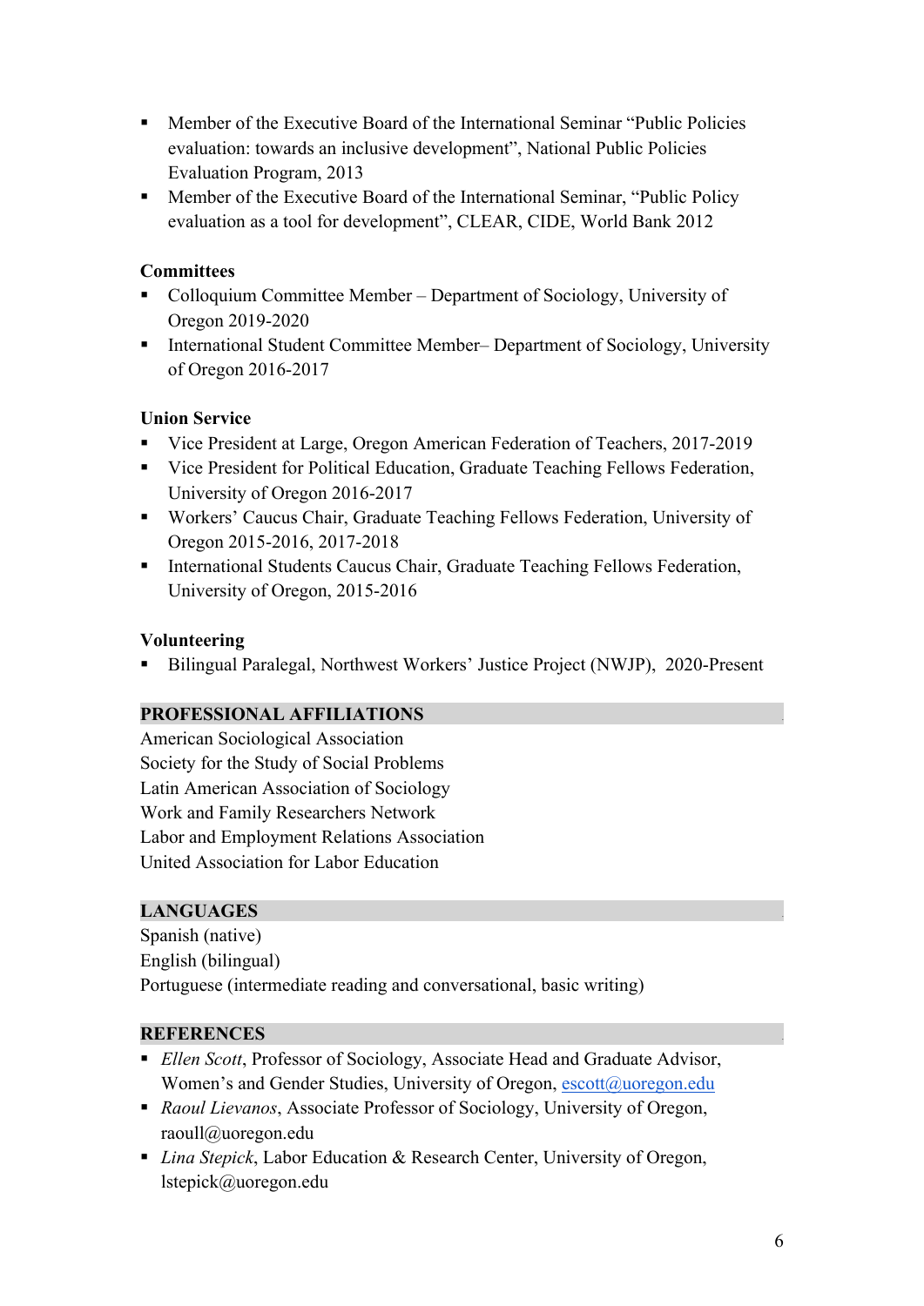- Member of the Executive Board of the International Seminar "Public Policies evaluation: towards an inclusive development", National Public Policies Evaluation Program, 2013
- Member of the Executive Board of the International Seminar, "Public Policy evaluation as a tool for development", CLEAR, CIDE, World Bank 2012

**Committees**

- Colloquium Committee Member – Department of Sociology, University of Oregon 2019-2020
- International Student Committee Member– Department of Sociology, University of Oregon 2016-2017

**Union Service**

- Vice President at Large, Oregon American Federation of Teachers, 2017-2019
- Vice President for Political Education, Graduate Teaching Fellows Federation, University of Oregon 2016-2017
- Workers' Caucus Chair, Graduate Teaching Fellows Federation, University of Oregon 2015-2016, 2017-2018
- International Students Caucus Chair, Graduate Teaching Fellows Federation, University of Oregon, 2015-2016

**Volunteering**

- Bilingual Paralegal, Northwest Workers' Justice Project (NWJP), 2020-Present

## PROFESSIONAL AFFILIATIONS

American Sociological Association
Society for the Study of Social Problems
Latin American Association of Sociology
Work and Family Researchers Network
Labor and Employment Relations Association
United Association for Labor Education

## LANGUAGES

Spanish (native)
English (bilingual)
Portuguese (intermediate reading and conversational, basic writing)

## REFERENCES

- *Ellen Scott*, Professor of Sociology, Associate Head and Graduate Advisor, Women's and Gender Studies, University of Oregon, escott@uoregon.edu
- *Raoul Lievanos*, Associate Professor of Sociology, University of Oregon, raoull@uoregon.edu
- *Lina Stepick*, Labor Education & Research Center, University of Oregon, lstepick@uoregon.edu